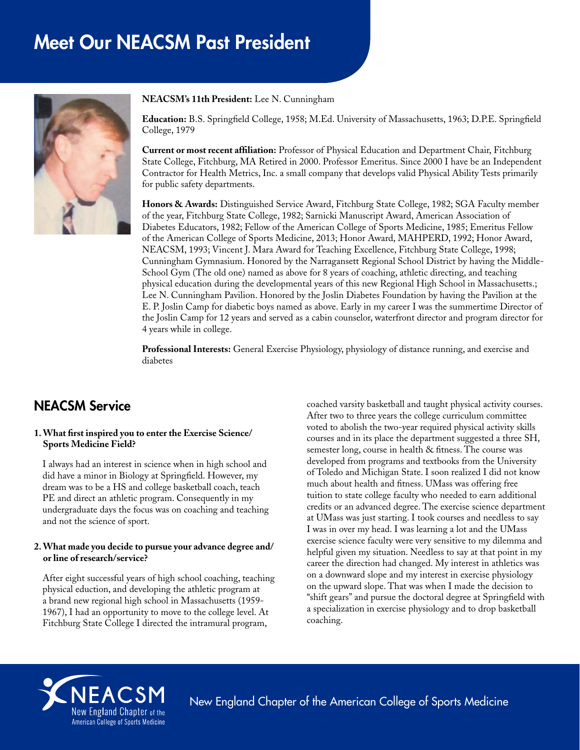# Meet Our NEACSM Past President

**NEACSM's 11th President:** Lee N. Cunningham

**Education:** B.S. Springfield College, 1958; M.Ed. University of Massachusetts, 1963; D.P.E. Springfield College, 1979

**Current or most recent affiliation:** Professor of Physical Education and Department Chair, Fitchburg State College, Fitchburg, MA Retired in 2000. Professor Emeritus. Since 2000 I have be an Independent Contractor for Health Metrics, Inc. a small company that develops valid Physical Ability Tests primarily for public safety departments.

**Honors & Awards:** Distinguished Service Award, Fitchburg State College, 1982; SGA Faculty member of the year, Fitchburg State College, 1982; Sarnicki Manuscript Award, American Association of Diabetes Educators, 1982; Fellow of the American College of Sports Medicine, 1985; Emeritus Fellow of the American College of Sports Medicine, 2013; Honor Award, MAHPERD, 1992; Honor Award, NEACSM, 1993; Vincent J. Mara Award for Teaching Excellence, Fitchburg State College, 1998; Cunningham Gymnasium. Honored by the Narragansett Regional School District by having the Middle-School Gym (The old one) named as above for 8 years of coaching, athletic directing, and teaching physical education during the developmental years of this new Regional High School in Massachusetts.; Lee N. Cunningham Pavilion. Honored by the Joslin Diabetes Foundation by having the Pavilion at the E. P. Joslin Camp for diabetic boys named as above. Early in my career I was the summertime Director of the Joslin Camp for 12 years and served as a cabin counselor, waterfront director and program director for 4 years while in college.

**Professional Interests:** General Exercise Physiology, physiology of distance running, and exercise and diabetes

## NEACSM Service

**1. What first inspired you to enter the Exercise Science/ Sports Medicine Field?**

I always had an interest in science when in high school and did have a minor in Biology at Springfield. However, my dream was to be a HS and college basketball coach, teach PE and direct an athletic program. Consequently in my undergraduate days the focus was on coaching and teaching and not the science of sport.

**2. What made you decide to pursue your advance degree and/ or line of research/service?**

After eight successful years of high school coaching, teaching physical eduction, and developing the athletic program at a brand new regional high school in Massachusetts (1959-1967), I had an opportunity to move to the college level. At Fitchburg State College I directed the intramural program, coached varsity basketball and taught physical activity courses. After two to three years the college curriculum committee voted to abolish the two-year required physical activity skills courses and in its place the department suggested a three SH, semester long, course in health & fitness. The course was developed from programs and textbooks from the University of Toledo and Michigan State. I soon realized I did not know much about health and fitness. UMass was offering free tuition to state college faculty who needed to earn additional credits or an advanced degree. The exercise science department at UMass was just starting. I took courses and needless to say I was in over my head. I was learning a lot and the UMass exercise science faculty were very sensitive to my dilemma and helpful given my situation. Needless to say at that point in my career the direction had changed. My interest in athletics was on a downward slope and my interest in exercise physiology on the upward slope. That was when I made the decision to "shift gears" and pursue the doctoral degree at Springfield with a specialization in exercise physiology and to drop basketball coaching.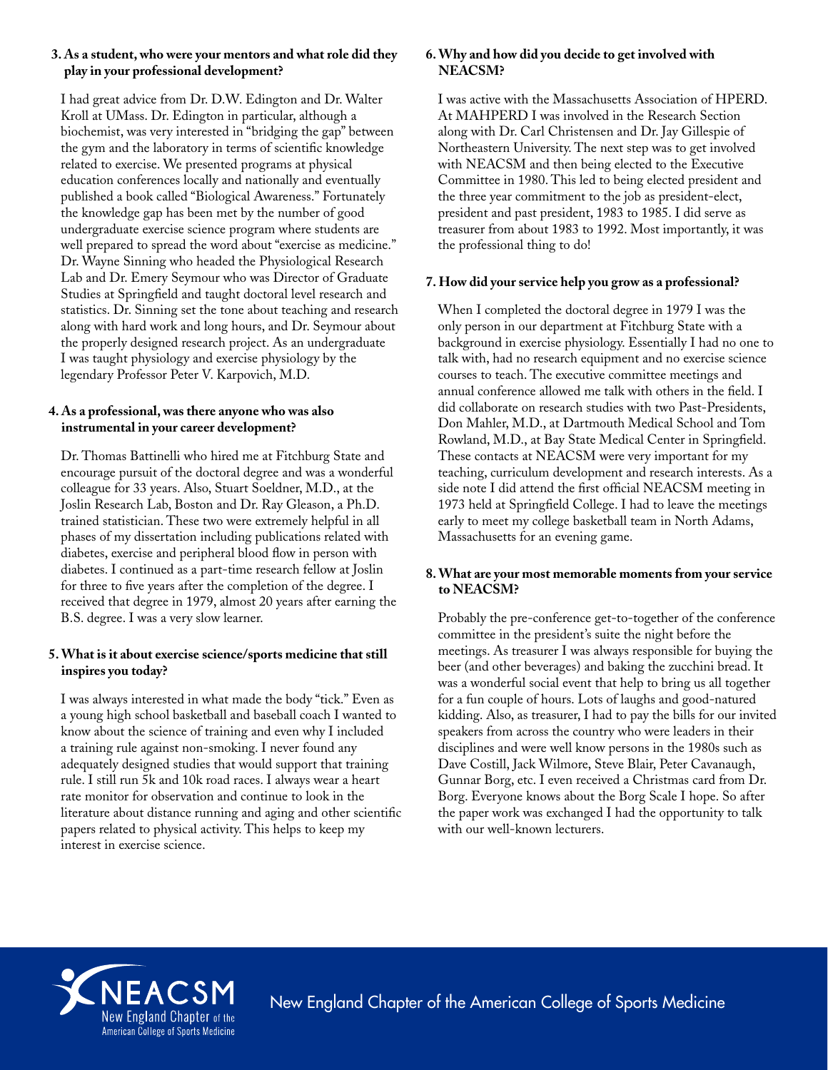**3. As a student, who were your mentors and what role did they play in your professional development?**

I had great advice from Dr. D.W. Edington and Dr. Walter Kroll at UMass. Dr. Edington in particular, although a biochemist, was very interested in "bridging the gap" between the gym and the laboratory in terms of scientific knowledge related to exercise. We presented programs at physical education conferences locally and nationally and eventually published a book called "Biological Awareness." Fortunately the knowledge gap has been met by the number of good undergraduate exercise science program where students are well prepared to spread the word about "exercise as medicine." Dr. Wayne Sinning who headed the Physiological Research Lab and Dr. Emery Seymour who was Director of Graduate Studies at Springfield and taught doctoral level research and statistics. Dr. Sinning set the tone about teaching and research along with hard work and long hours, and Dr. Seymour about the properly designed research project. As an undergraduate I was taught physiology and exercise physiology by the legendary Professor Peter V. Karpovich, M.D.

**4. As a professional, was there anyone who was also instrumental in your career development?**

Dr. Thomas Battinelli who hired me at Fitchburg State and encourage pursuit of the doctoral degree and was a wonderful colleague for 33 years. Also, Stuart Soeldner, M.D., at the Joslin Research Lab, Boston and Dr. Ray Gleason, a Ph.D. trained statistician. These two were extremely helpful in all phases of my dissertation including publications related with diabetes, exercise and peripheral blood flow in person with diabetes. I continued as a part-time research fellow at Joslin for three to five years after the completion of the degree. I received that degree in 1979, almost 20 years after earning the B.S. degree. I was a very slow learner.

**5. What is it about exercise science/sports medicine that still inspires you today?**

I was always interested in what made the body "tick." Even as a young high school basketball and baseball coach I wanted to know about the science of training and even why I included a training rule against non-smoking. I never found any adequately designed studies that would support that training rule. I still run 5k and 10k road races. I always wear a heart rate monitor for observation and continue to look in the literature about distance running and aging and other scientific papers related to physical activity. This helps to keep my interest in exercise science.

**6. Why and how did you decide to get involved with NEACSM?**

I was active with the Massachusetts Association of HPERD. At MAHPERD I was involved in the Research Section along with Dr. Carl Christensen and Dr. Jay Gillespie of Northeastern University. The next step was to get involved with NEACSM and then being elected to the Executive Committee in 1980. This led to being elected president and the three year commitment to the job as president-elect, president and past president, 1983 to 1985. I did serve as treasurer from about 1983 to 1992. Most importantly, it was the professional thing to do!

**7. How did your service help you grow as a professional?**

When I completed the doctoral degree in 1979 I was the only person in our department at Fitchburg State with a background in exercise physiology. Essentially I had no one to talk with, had no research equipment and no exercise science courses to teach. The executive committee meetings and annual conference allowed me talk with others in the field. I did collaborate on research studies with two Past-Presidents, Don Mahler, M.D., at Dartmouth Medical School and Tom Rowland, M.D., at Bay State Medical Center in Springfield. These contacts at NEACSM were very important for my teaching, curriculum development and research interests. As a side note I did attend the first official NEACSM meeting in 1973 held at Springfield College. I had to leave the meetings early to meet my college basketball team in North Adams, Massachusetts for an evening game.

**8. What are your most memorable moments from your service to NEACSM?**

Probably the pre-conference get-to-together of the conference committee in the president's suite the night before the meetings. As treasurer I was always responsible for buying the beer (and other beverages) and baking the zucchini bread. It was a wonderful social event that help to bring us all together for a fun couple of hours. Lots of laughs and good-natured kidding. Also, as treasurer, I had to pay the bills for our invited speakers from across the country who were leaders in their disciplines and were well know persons in the 1980s such as Dave Costill, Jack Wilmore, Steve Blair, Peter Cavanaugh, Gunnar Borg, etc. I even received a Christmas card from Dr. Borg. Everyone knows about the Borg Scale I hope. So after the paper work was exchanged I had the opportunity to talk with our well-known lecturers.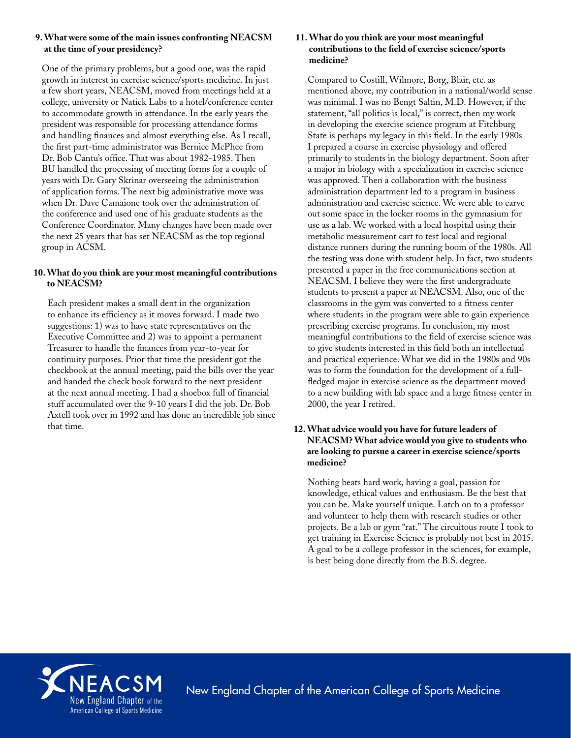**9. What were some of the main issues confronting NEACSM at the time of your presidency?**

One of the primary problems, but a good one, was the rapid growth in interest in exercise science/sports medicine. In just a few short years, NEACSM, moved from meetings held at a college, university or Natick Labs to a hotel/conference center to accommodate growth in attendance. In the early years the president was responsible for processing attendance forms and handling finances and almost everything else. As I recall, the first part-time administrator was Bernice McPhee from Dr. Bob Cantu's office. That was about 1982-1985. Then BU handled the processing of meeting forms for a couple of years with Dr. Gary Skrinar overseeing the administration of application forms. The next big administrative move was when Dr. Dave Camaione took over the administration of the conference and used one of his graduate students as the Conference Coordinator. Many changes have been made over the next 25 years that has set NEACSM as the top regional group in ACSM.

**10. What do you think are your most meaningful contributions to NEACSM?**

Each president makes a small dent in the organization to enhance its efficiency as it moves forward. I made two suggestions: 1) was to have state representatives on the Executive Committee and 2) was to appoint a permanent Treasurer to handle the finances from year-to-year for continuity purposes. Prior that time the president got the checkbook at the annual meeting, paid the bills over the year and handed the check book forward to the next president at the next annual meeting. I had a shoebox full of financial stuff accumulated over the 9-10 years I did the job. Dr. Bob Axtell took over in 1992 and has done an incredible job since that time.

**11. What do you think are your most meaningful contributions to the field of exercise science/sports medicine?**

Compared to Costill, Wilmore, Borg, Blair, etc. as mentioned above, my contribution in a national/world sense was minimal. I was no Bengt Saltin, M.D. However, if the statement, "all politics is local," is correct, then my work in developing the exercise science program at Fitchburg State is perhaps my legacy in this field. In the early 1980s I prepared a course in exercise physiology and offered primarily to students in the biology department. Soon after a major in biology with a specialization in exercise science was approved. Then a collaboration with the business administration department led to a program in business administration and exercise science. We were able to carve out some space in the locker rooms in the gymnasium for use as a lab. We worked with a local hospital using their metabolic measurement cart to test local and regional distance runners during the running boom of the 1980s. All the testing was done with student help. In fact, two students presented a paper in the free communications section at NEACSM. I believe they were the first undergraduate students to present a paper at NEACSM. Also, one of the classrooms in the gym was converted to a fitness center where students in the program were able to gain experience prescribing exercise programs. In conclusion, my most meaningful contributions to the field of exercise science was to give students interested in this field both an intellectual and practical experience. What we did in the 1980s and 90s was to form the foundation for the development of a full-fledged major in exercise science as the department moved to a new building with lab space and a large fitness center in 2000, the year I retired.

**12. What advice would you have for future leaders of NEACSM? What advice would you give to students who are looking to pursue a career in exercise science/sports medicine?**

Nothing beats hard work, having a goal, passion for knowledge, ethical values and enthusiasm. Be the best that you can be. Make yourself unique. Latch on to a professor and volunteer to help them with research studies or other projects. Be a lab or gym "rat." The circuitous route I took to get training in Exercise Science is probably not best in 2015. A goal to be a college professor in the sciences, for example, is best being done directly from the B.S. degree.